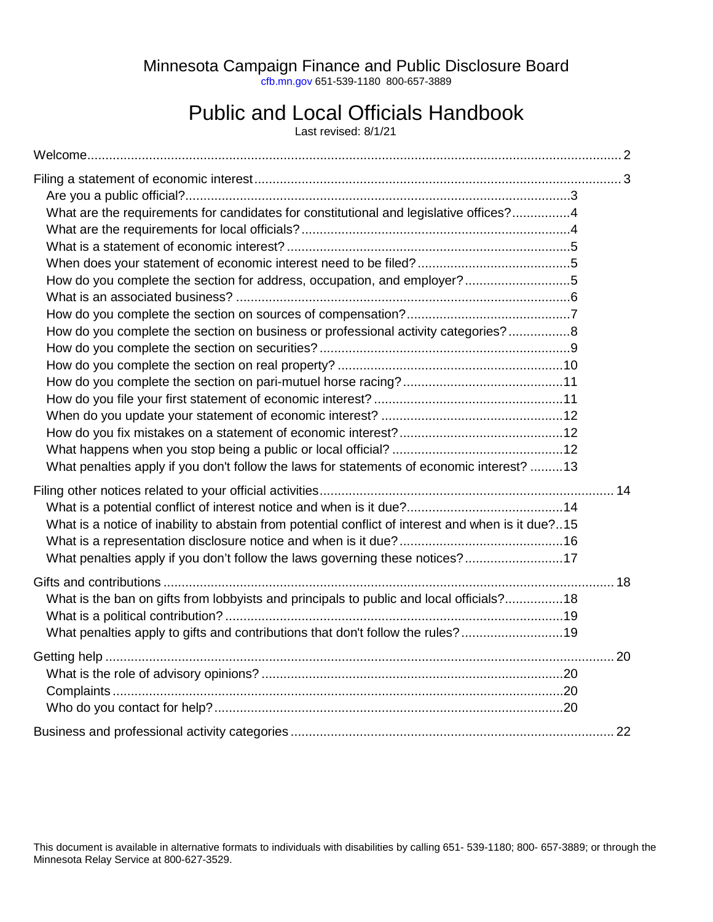# Minnesota Campaign Finance and Public Disclosure Board

cfb.mn.gov 651-539-1180 800-657-3889

# Public and Local Officials Handbook

Last revised: 8/1/21

Welcome....2

Filing a statement of economic interest....3

- Are you a public official?....3
- What are the requirements for candidates for constitutional and legislative offices?....4
- What are the requirements for local officials?....4
- What is a statement of economic interest?....5
- When does your statement of economic interest need to be filed?....5
- How do you complete the section for address, occupation, and employer?....5
- What is an associated business?....6
- How do you complete the section on sources of compensation?....7
- How do you complete the section on business or professional activity categories?....8
- How do you complete the section on securities?....9
- How do you complete the section on real property?....10
- How do you complete the section on pari-mutuel horse racing?....11
- How do you file your first statement of economic interest?....11
- When do you update your statement of economic interest?....12
- How do you fix mistakes on a statement of economic interest?....12
- What happens when you stop being a public or local official?....12
- What penalties apply if you don't follow the laws for statements of economic interest?....13

Filing other notices related to your official activities....14

- What is a potential conflict of interest notice and when is it due?....14
- What is a notice of inability to abstain from potential conflict of interest and when is it due?....15
- What is a representation disclosure notice and when is it due?....16
- What penalties apply if you don't follow the laws governing these notices?....17

Gifts and contributions....18

- What is the ban on gifts from lobbyists and principals to public and local officials?....18
- What is a political contribution?....19
- What penalties apply to gifts and contributions that don't follow the rules?....19

Getting help....20

- What is the role of advisory opinions?....20
- Complaints....20
- Who do you contact for help?....20

Business and professional activity categories....22

This document is available in alternative formats to individuals with disabilities by calling 651- 539-1180; 800- 657-3889; or through the Minnesota Relay Service at 800-627-3529.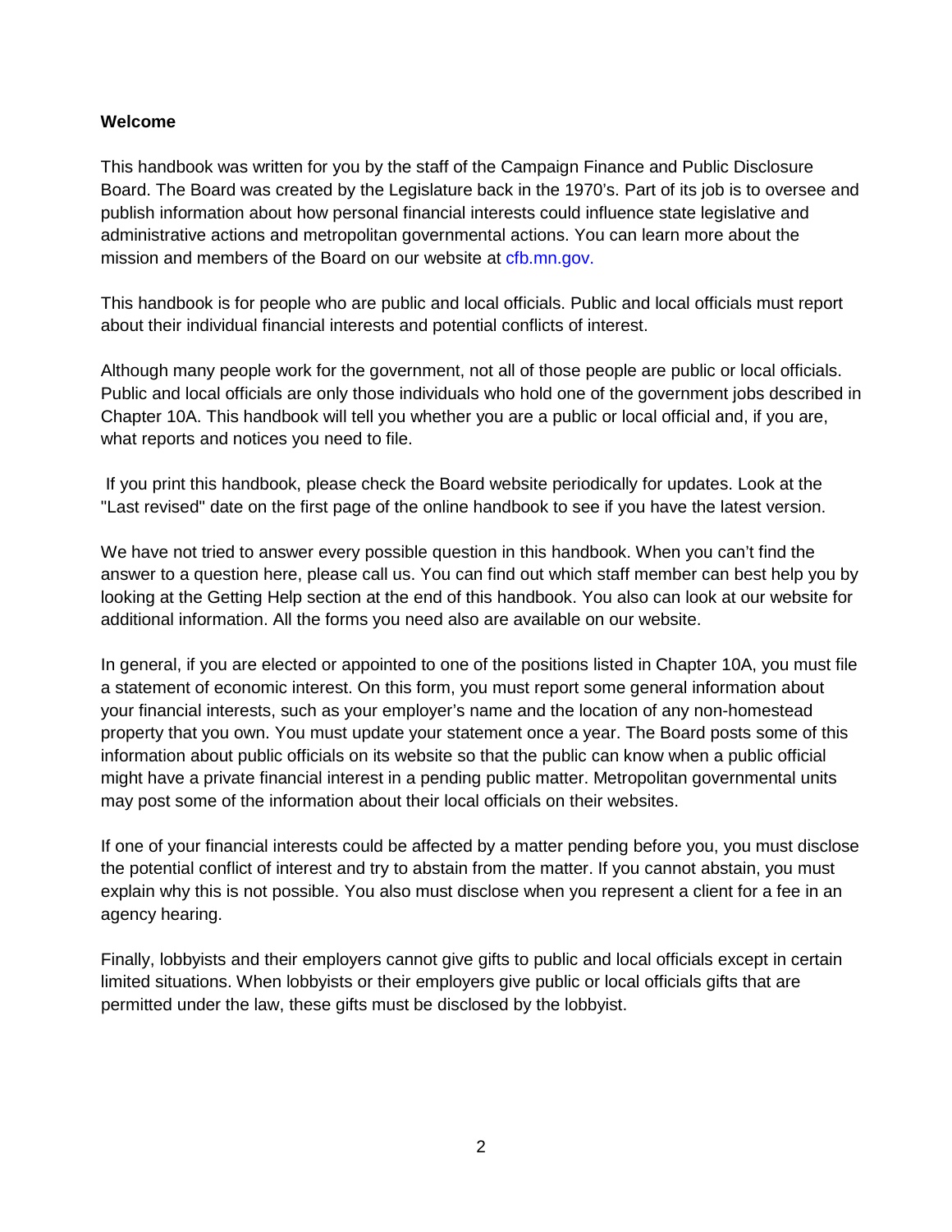**Welcome**

This handbook was written for you by the staff of the Campaign Finance and Public Disclosure Board. The Board was created by the Legislature back in the 1970's. Part of its job is to oversee and publish information about how personal financial interests could influence state legislative and administrative actions and metropolitan governmental actions. You can learn more about the mission and members of the Board on our website at cfb.mn.gov.

This handbook is for people who are public and local officials. Public and local officials must report about their individual financial interests and potential conflicts of interest.

Although many people work for the government, not all of those people are public or local officials. Public and local officials are only those individuals who hold one of the government jobs described in Chapter 10A. This handbook will tell you whether you are a public or local official and, if you are, what reports and notices you need to file.

If you print this handbook, please check the Board website periodically for updates. Look at the "Last revised" date on the first page of the online handbook to see if you have the latest version.

We have not tried to answer every possible question in this handbook. When you can't find the answer to a question here, please call us. You can find out which staff member can best help you by looking at the Getting Help section at the end of this handbook. You also can look at our website for additional information. All the forms you need also are available on our website.

In general, if you are elected or appointed to one of the positions listed in Chapter 10A, you must file a statement of economic interest. On this form, you must report some general information about your financial interests, such as your employer's name and the location of any non-homestead property that you own. You must update your statement once a year. The Board posts some of this information about public officials on its website so that the public can know when a public official might have a private financial interest in a pending public matter. Metropolitan governmental units may post some of the information about their local officials on their websites.

If one of your financial interests could be affected by a matter pending before you, you must disclose the potential conflict of interest and try to abstain from the matter. If you cannot abstain, you must explain why this is not possible. You also must disclose when you represent a client for a fee in an agency hearing.

Finally, lobbyists and their employers cannot give gifts to public and local officials except in certain limited situations. When lobbyists or their employers give public or local officials gifts that are permitted under the law, these gifts must be disclosed by the lobbyist.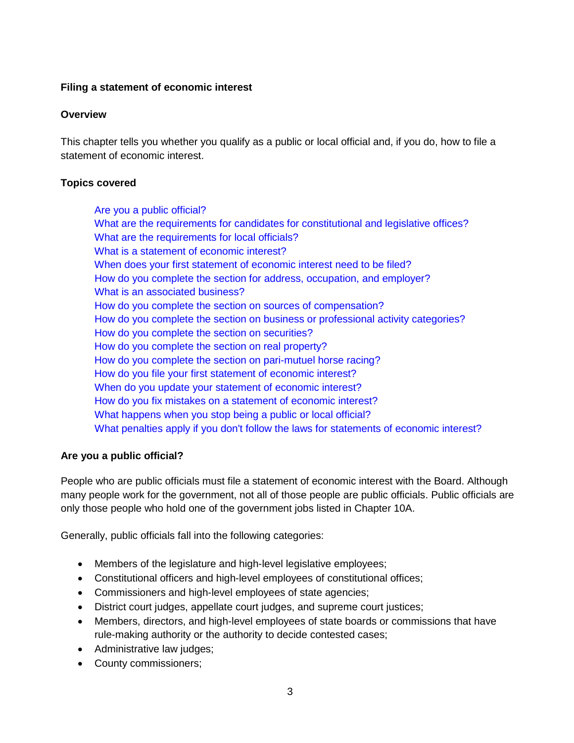**Filing a statement of economic interest**

**Overview**

This chapter tells you whether you qualify as a public or local official and, if you do, how to file a statement of economic interest.

**Topics covered**

- Are you a public official?
- What are the requirements for candidates for constitutional and legislative offices?
- What are the requirements for local officials?
- What is a statement of economic interest?
- When does your first statement of economic interest need to be filed?
- How do you complete the section for address, occupation, and employer?
- What is an associated business?
- How do you complete the section on sources of compensation?
- How do you complete the section on business or professional activity categories?
- How do you complete the section on securities?
- How do you complete the section on real property?
- How do you complete the section on pari-mutuel horse racing?
- How do you file your first statement of economic interest?
- When do you update your statement of economic interest?
- How do you fix mistakes on a statement of economic interest?
- What happens when you stop being a public or local official?
- What penalties apply if you don't follow the laws for statements of economic interest?

**Are you a public official?**

People who are public officials must file a statement of economic interest with the Board. Although many people work for the government, not all of those people are public officials. Public officials are only those people who hold one of the government jobs listed in Chapter 10A.

Generally, public officials fall into the following categories:

- Members of the legislature and high-level legislative employees;
- Constitutional officers and high-level employees of constitutional offices;
- Commissioners and high-level employees of state agencies;
- District court judges, appellate court judges, and supreme court justices;
- Members, directors, and high-level employees of state boards or commissions that have rule-making authority or the authority to decide contested cases;
- Administrative law judges;
- County commissioners;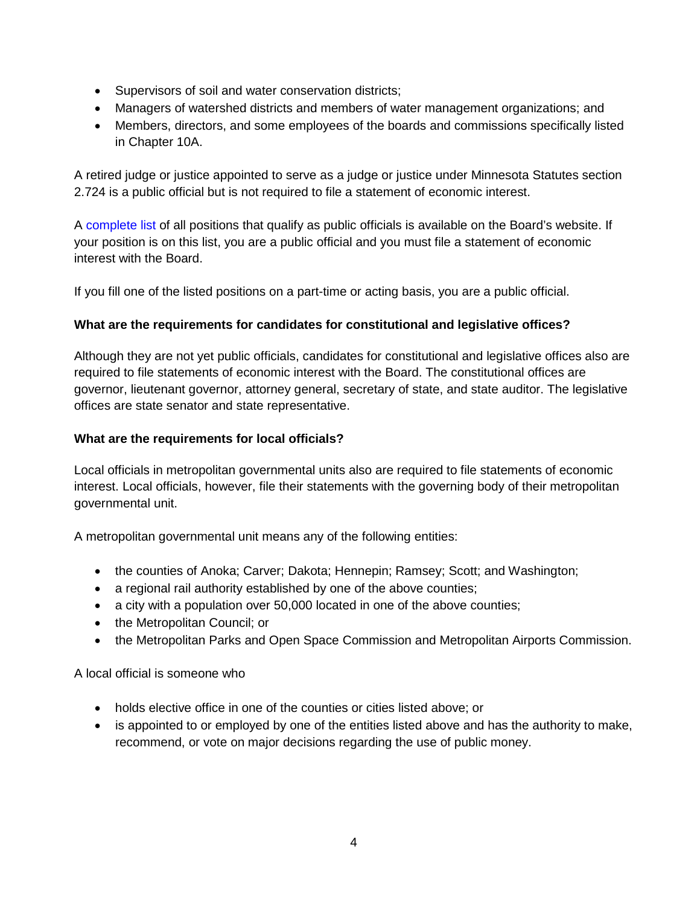- Supervisors of soil and water conservation districts;
- Managers of watershed districts and members of water management organizations; and
- Members, directors, and some employees of the boards and commissions specifically listed in Chapter 10A.

A retired judge or justice appointed to serve as a judge or justice under Minnesota Statutes section 2.724 is a public official but is not required to file a statement of economic interest.

A complete list of all positions that qualify as public officials is available on the Board's website. If your position is on this list, you are a public official and you must file a statement of economic interest with the Board.

If you fill one of the listed positions on a part-time or acting basis, you are a public official.

**What are the requirements for candidates for constitutional and legislative offices?**

Although they are not yet public officials, candidates for constitutional and legislative offices also are required to file statements of economic interest with the Board. The constitutional offices are governor, lieutenant governor, attorney general, secretary of state, and state auditor. The legislative offices are state senator and state representative.

**What are the requirements for local officials?**

Local officials in metropolitan governmental units also are required to file statements of economic interest. Local officials, however, file their statements with the governing body of their metropolitan governmental unit.

A metropolitan governmental unit means any of the following entities:

- the counties of Anoka; Carver; Dakota; Hennepin; Ramsey; Scott; and Washington;
- a regional rail authority established by one of the above counties;
- a city with a population over 50,000 located in one of the above counties;
- the Metropolitan Council; or
- the Metropolitan Parks and Open Space Commission and Metropolitan Airports Commission.

A local official is someone who

- holds elective office in one of the counties or cities listed above; or
- is appointed to or employed by one of the entities listed above and has the authority to make, recommend, or vote on major decisions regarding the use of public money.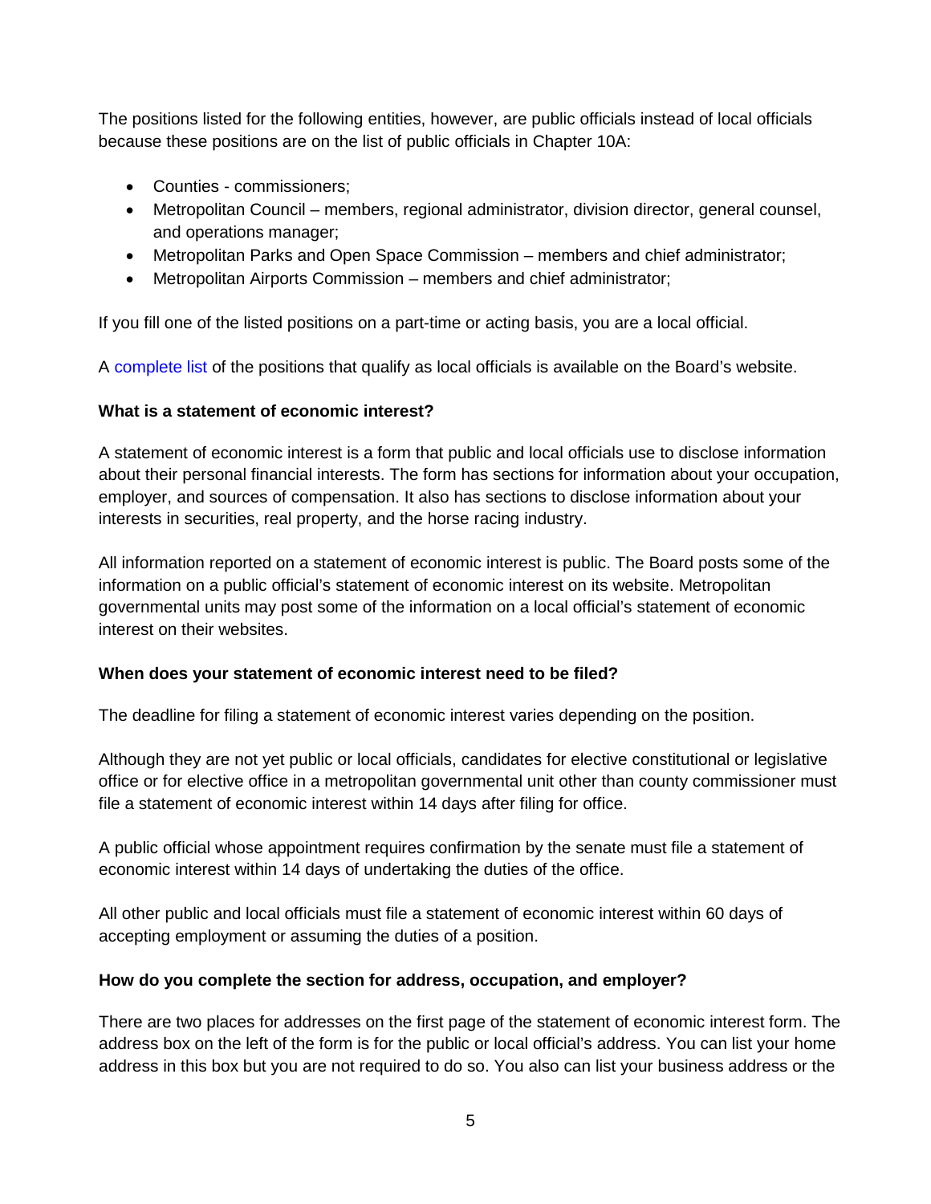The positions listed for the following entities, however, are public officials instead of local officials because these positions are on the list of public officials in Chapter 10A:

- Counties - commissioners;
- Metropolitan Council – members, regional administrator, division director, general counsel, and operations manager;
- Metropolitan Parks and Open Space Commission – members and chief administrator;
- Metropolitan Airports Commission – members and chief administrator;

If you fill one of the listed positions on a part-time or acting basis, you are a local official.

A complete list of the positions that qualify as local officials is available on the Board's website.

**What is a statement of economic interest?**

A statement of economic interest is a form that public and local officials use to disclose information about their personal financial interests. The form has sections for information about your occupation, employer, and sources of compensation. It also has sections to disclose information about your interests in securities, real property, and the horse racing industry.

All information reported on a statement of economic interest is public. The Board posts some of the information on a public official's statement of economic interest on its website. Metropolitan governmental units may post some of the information on a local official's statement of economic interest on their websites.

**When does your statement of economic interest need to be filed?**

The deadline for filing a statement of economic interest varies depending on the position.

Although they are not yet public or local officials, candidates for elective constitutional or legislative office or for elective office in a metropolitan governmental unit other than county commissioner must file a statement of economic interest within 14 days after filing for office.

A public official whose appointment requires confirmation by the senate must file a statement of economic interest within 14 days of undertaking the duties of the office.

All other public and local officials must file a statement of economic interest within 60 days of accepting employment or assuming the duties of a position.

**How do you complete the section for address, occupation, and employer?**

There are two places for addresses on the first page of the statement of economic interest form. The address box on the left of the form is for the public or local official's address. You can list your home address in this box but you are not required to do so. You also can list your business address or the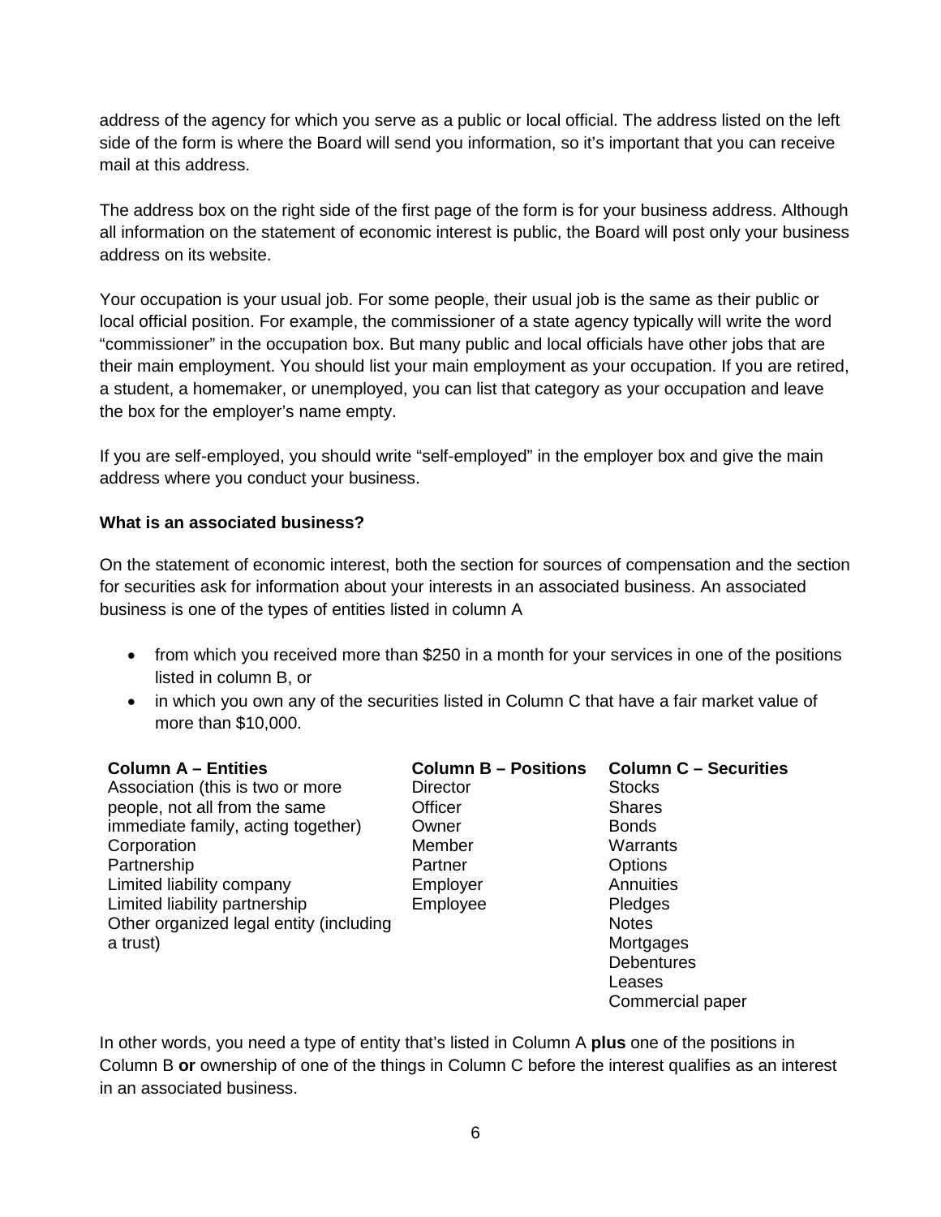address of the agency for which you serve as a public or local official. The address listed on the left side of the form is where the Board will send you information, so it's important that you can receive mail at this address.

The address box on the right side of the first page of the form is for your business address. Although all information on the statement of economic interest is public, the Board will post only your business address on its website.

Your occupation is your usual job. For some people, their usual job is the same as their public or local official position. For example, the commissioner of a state agency typically will write the word "commissioner" in the occupation box. But many public and local officials have other jobs that are their main employment. You should list your main employment as your occupation. If you are retired, a student, a homemaker, or unemployed, you can list that category as your occupation and leave the box for the employer's name empty.

If you are self-employed, you should write "self-employed" in the employer box and give the main address where you conduct your business.

**What is an associated business?**

On the statement of economic interest, both the section for sources of compensation and the section for securities ask for information about your interests in an associated business. An associated business is one of the types of entities listed in column A

- from which you received more than $250 in a month for your services in one of the positions listed in column B, or
- in which you own any of the securities listed in Column C that have a fair market value of more than $10,000.

| Column A – Entities | Column B – Positions | Column C – Securities |
|---|---|---|
| Association (this is two or more people, not all from the same immediate family, acting together) | Director | Stocks |
| Corporation | Officer | Shares |
| Partnership | Owner | Bonds |
| Limited liability company | Member | Warrants |
| Limited liability partnership | Partner | Options |
| Other organized legal entity (including a trust) | Employer | Annuities |
| | Employee | Pledges |
| | | Notes |
| | | Mortgages |
| | | Debentures |
| | | Leases |
| | | Commercial paper |

In other words, you need a type of entity that's listed in Column A **plus** one of the positions in Column B **or** ownership of one of the things in Column C before the interest qualifies as an interest in an associated business.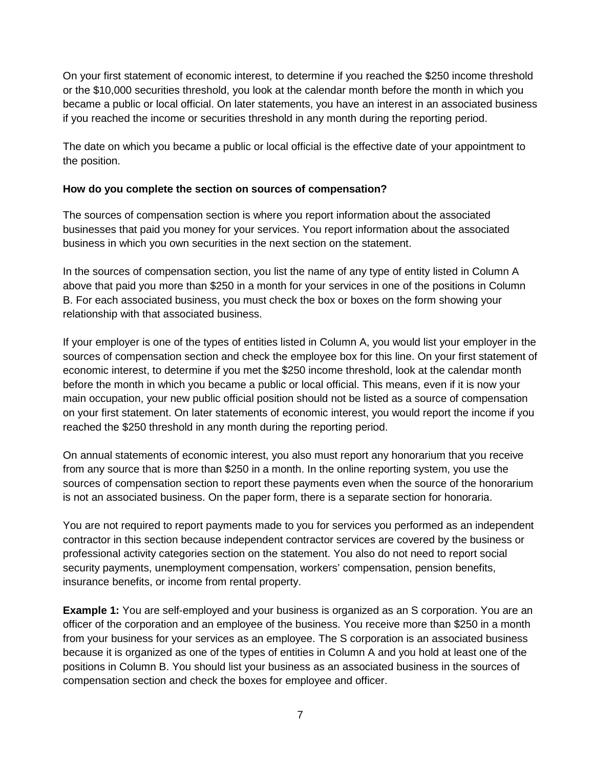On your first statement of economic interest, to determine if you reached the $250 income threshold or the $10,000 securities threshold, you look at the calendar month before the month in which you became a public or local official. On later statements, you have an interest in an associated business if you reached the income or securities threshold in any month during the reporting period.

The date on which you became a public or local official is the effective date of your appointment to the position.

### How do you complete the section on sources of compensation?

The sources of compensation section is where you report information about the associated businesses that paid you money for your services. You report information about the associated business in which you own securities in the next section on the statement.

In the sources of compensation section, you list the name of any type of entity listed in Column A above that paid you more than $250 in a month for your services in one of the positions in Column B. For each associated business, you must check the box or boxes on the form showing your relationship with that associated business.

If your employer is one of the types of entities listed in Column A, you would list your employer in the sources of compensation section and check the employee box for this line. On your first statement of economic interest, to determine if you met the $250 income threshold, look at the calendar month before the month in which you became a public or local official. This means, even if it is now your main occupation, your new public official position should not be listed as a source of compensation on your first statement. On later statements of economic interest, you would report the income if you reached the $250 threshold in any month during the reporting period.

On annual statements of economic interest, you also must report any honorarium that you receive from any source that is more than $250 in a month. In the online reporting system, you use the sources of compensation section to report these payments even when the source of the honorarium is not an associated business. On the paper form, there is a separate section for honoraria.

You are not required to report payments made to you for services you performed as an independent contractor in this section because independent contractor services are covered by the business or professional activity categories section on the statement. You also do not need to report social security payments, unemployment compensation, workers' compensation, pension benefits, insurance benefits, or income from rental property.

**Example 1:** You are self-employed and your business is organized as an S corporation. You are an officer of the corporation and an employee of the business. You receive more than $250 in a month from your business for your services as an employee. The S corporation is an associated business because it is organized as one of the types of entities in Column A and you hold at least one of the positions in Column B. You should list your business as an associated business in the sources of compensation section and check the boxes for employee and officer.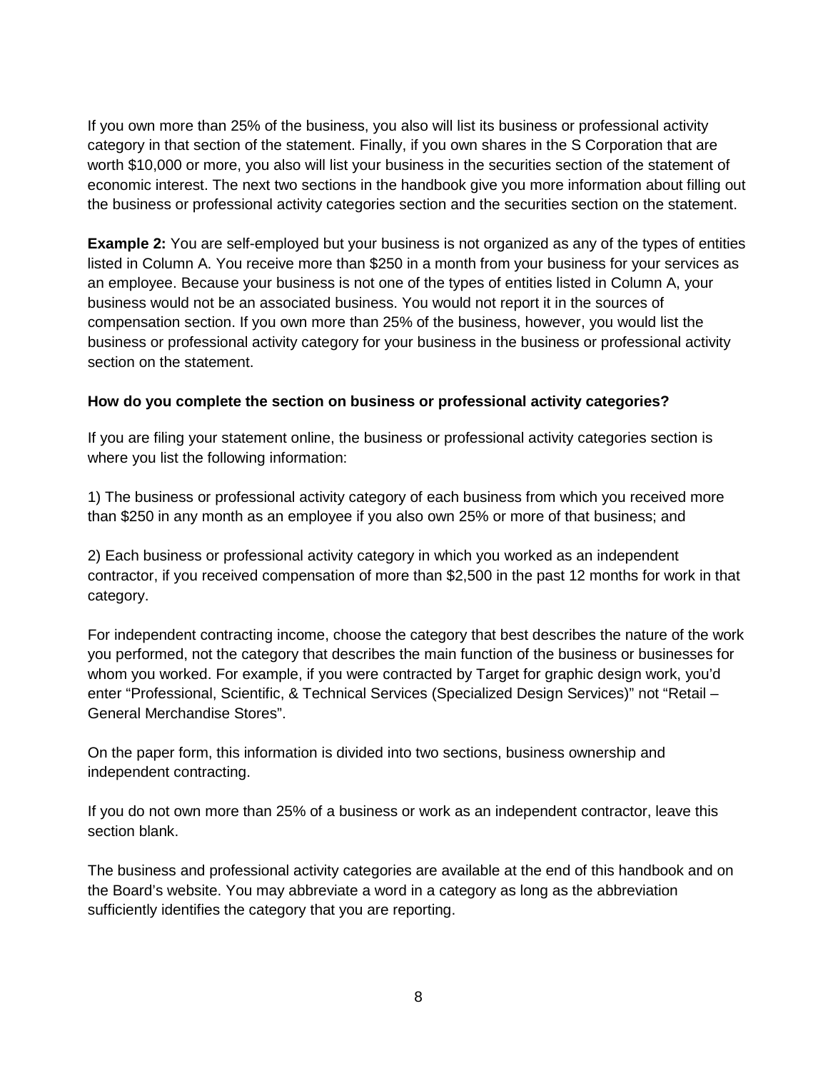If you own more than 25% of the business, you also will list its business or professional activity category in that section of the statement. Finally, if you own shares in the S Corporation that are worth $10,000 or more, you also will list your business in the securities section of the statement of economic interest. The next two sections in the handbook give you more information about filling out the business or professional activity categories section and the securities section on the statement.

**Example 2:** You are self-employed but your business is not organized as any of the types of entities listed in Column A. You receive more than $250 in a month from your business for your services as an employee. Because your business is not one of the types of entities listed in Column A, your business would not be an associated business. You would not report it in the sources of compensation section. If you own more than 25% of the business, however, you would list the business or professional activity category for your business in the business or professional activity section on the statement.

**How do you complete the section on business or professional activity categories?**

If you are filing your statement online, the business or professional activity categories section is where you list the following information:

1) The business or professional activity category of each business from which you received more than $250 in any month as an employee if you also own 25% or more of that business; and

2) Each business or professional activity category in which you worked as an independent contractor, if you received compensation of more than $2,500 in the past 12 months for work in that category.

For independent contracting income, choose the category that best describes the nature of the work you performed, not the category that describes the main function of the business or businesses for whom you worked. For example, if you were contracted by Target for graphic design work, you'd enter "Professional, Scientific, & Technical Services (Specialized Design Services)" not "Retail – General Merchandise Stores".

On the paper form, this information is divided into two sections, business ownership and independent contracting.

If you do not own more than 25% of a business or work as an independent contractor, leave this section blank.

The business and professional activity categories are available at the end of this handbook and on the Board's website. You may abbreviate a word in a category as long as the abbreviation sufficiently identifies the category that you are reporting.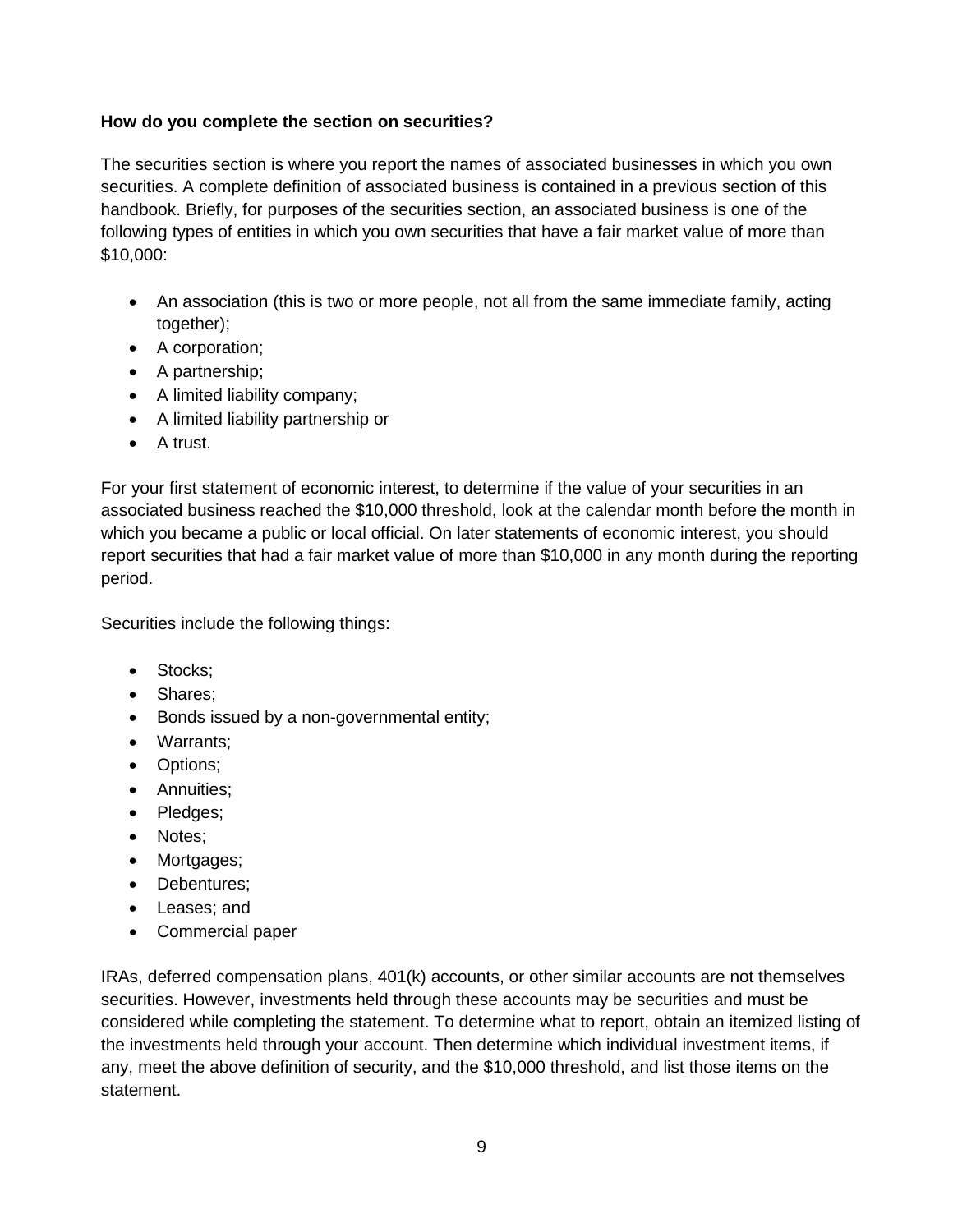**How do you complete the section on securities?**

The securities section is where you report the names of associated businesses in which you own securities. A complete definition of associated business is contained in a previous section of this handbook. Briefly, for purposes of the securities section, an associated business is one of the following types of entities in which you own securities that have a fair market value of more than $10,000:

- An association (this is two or more people, not all from the same immediate family, acting together);
- A corporation;
- A partnership;
- A limited liability company;
- A limited liability partnership or
- A trust.

For your first statement of economic interest, to determine if the value of your securities in an associated business reached the $10,000 threshold, look at the calendar month before the month in which you became a public or local official. On later statements of economic interest, you should report securities that had a fair market value of more than $10,000 in any month during the reporting period.

Securities include the following things:

- Stocks;
- Shares;
- Bonds issued by a non-governmental entity;
- Warrants;
- Options;
- Annuities;
- Pledges;
- Notes;
- Mortgages;
- Debentures;
- Leases; and
- Commercial paper

IRAs, deferred compensation plans, 401(k) accounts, or other similar accounts are not themselves securities. However, investments held through these accounts may be securities and must be considered while completing the statement. To determine what to report, obtain an itemized listing of the investments held through your account. Then determine which individual investment items, if any, meet the above definition of security, and the $10,000 threshold, and list those items on the statement.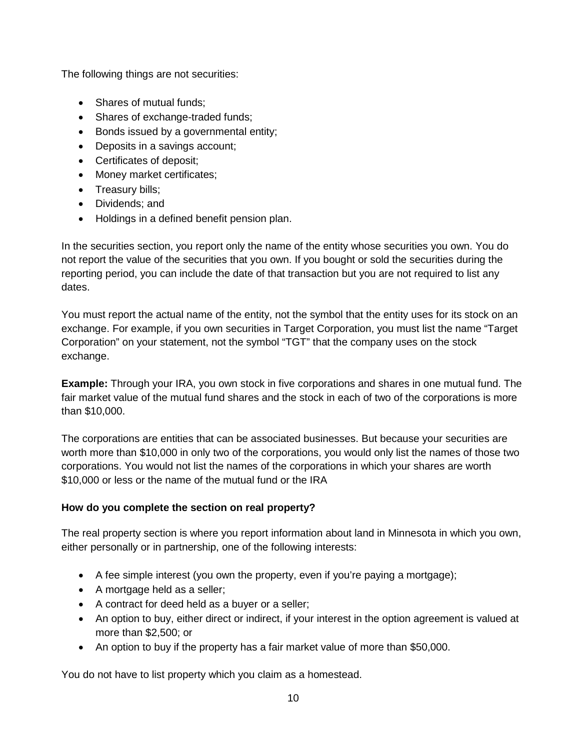The following things are not securities:

- Shares of mutual funds;
- Shares of exchange-traded funds;
- Bonds issued by a governmental entity;
- Deposits in a savings account;
- Certificates of deposit;
- Money market certificates;
- Treasury bills;
- Dividends; and
- Holdings in a defined benefit pension plan.

In the securities section, you report only the name of the entity whose securities you own. You do not report the value of the securities that you own. If you bought or sold the securities during the reporting period, you can include the date of that transaction but you are not required to list any dates.

You must report the actual name of the entity, not the symbol that the entity uses for its stock on an exchange. For example, if you own securities in Target Corporation, you must list the name “Target Corporation” on your statement, not the symbol “TGT” that the company uses on the stock exchange.

**Example:** Through your IRA, you own stock in five corporations and shares in one mutual fund. The fair market value of the mutual fund shares and the stock in each of two of the corporations is more than $10,000.

The corporations are entities that can be associated businesses. But because your securities are worth more than $10,000 in only two of the corporations, you would only list the names of those two corporations. You would not list the names of the corporations in which your shares are worth $10,000 or less or the name of the mutual fund or the IRA

**How do you complete the section on real property?**

The real property section is where you report information about land in Minnesota in which you own, either personally or in partnership, one of the following interests:

- A fee simple interest (you own the property, even if you’re paying a mortgage);
- A mortgage held as a seller;
- A contract for deed held as a buyer or a seller;
- An option to buy, either direct or indirect, if your interest in the option agreement is valued at more than $2,500; or
- An option to buy if the property has a fair market value of more than $50,000.

You do not have to list property which you claim as a homestead.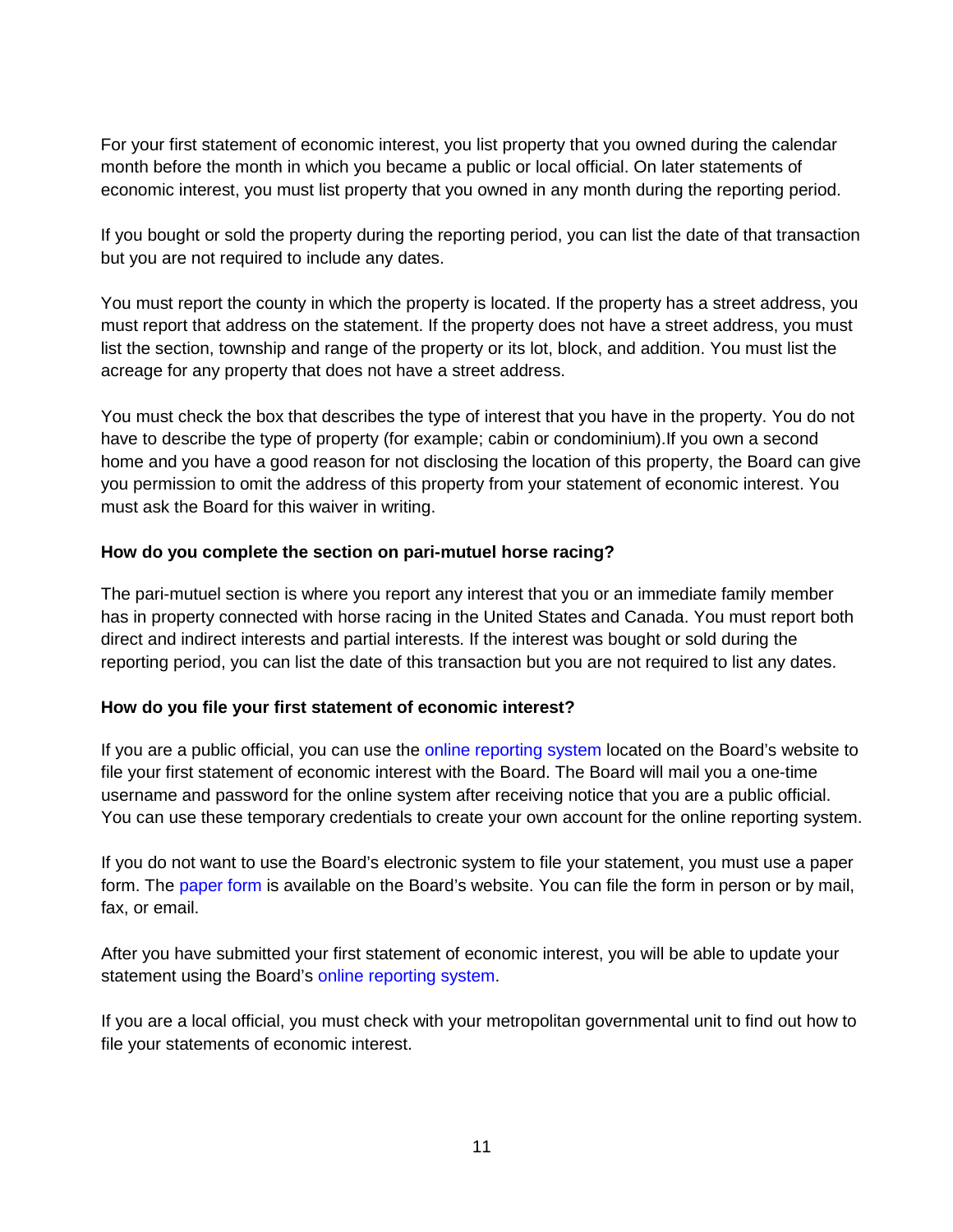For your first statement of economic interest, you list property that you owned during the calendar month before the month in which you became a public or local official. On later statements of economic interest, you must list property that you owned in any month during the reporting period.

If you bought or sold the property during the reporting period, you can list the date of that transaction but you are not required to include any dates.

You must report the county in which the property is located. If the property has a street address, you must report that address on the statement. If the property does not have a street address, you must list the section, township and range of the property or its lot, block, and addition. You must list the acreage for any property that does not have a street address.

You must check the box that describes the type of interest that you have in the property. You do not have to describe the type of property (for example; cabin or condominium).If you own a second home and you have a good reason for not disclosing the location of this property, the Board can give you permission to omit the address of this property from your statement of economic interest. You must ask the Board for this waiver in writing.

**How do you complete the section on pari-mutuel horse racing?**

The pari-mutuel section is where you report any interest that you or an immediate family member has in property connected with horse racing in the United States and Canada. You must report both direct and indirect interests and partial interests. If the interest was bought or sold during the reporting period, you can list the date of this transaction but you are not required to list any dates.

**How do you file your first statement of economic interest?**

If you are a public official, you can use the online reporting system located on the Board's website to file your first statement of economic interest with the Board. The Board will mail you a one-time username and password for the online system after receiving notice that you are a public official. You can use these temporary credentials to create your own account for the online reporting system.

If you do not want to use the Board's electronic system to file your statement, you must use a paper form. The paper form is available on the Board's website. You can file the form in person or by mail, fax, or email.

After you have submitted your first statement of economic interest, you will be able to update your statement using the Board's online reporting system.

If you are a local official, you must check with your metropolitan governmental unit to find out how to file your statements of economic interest.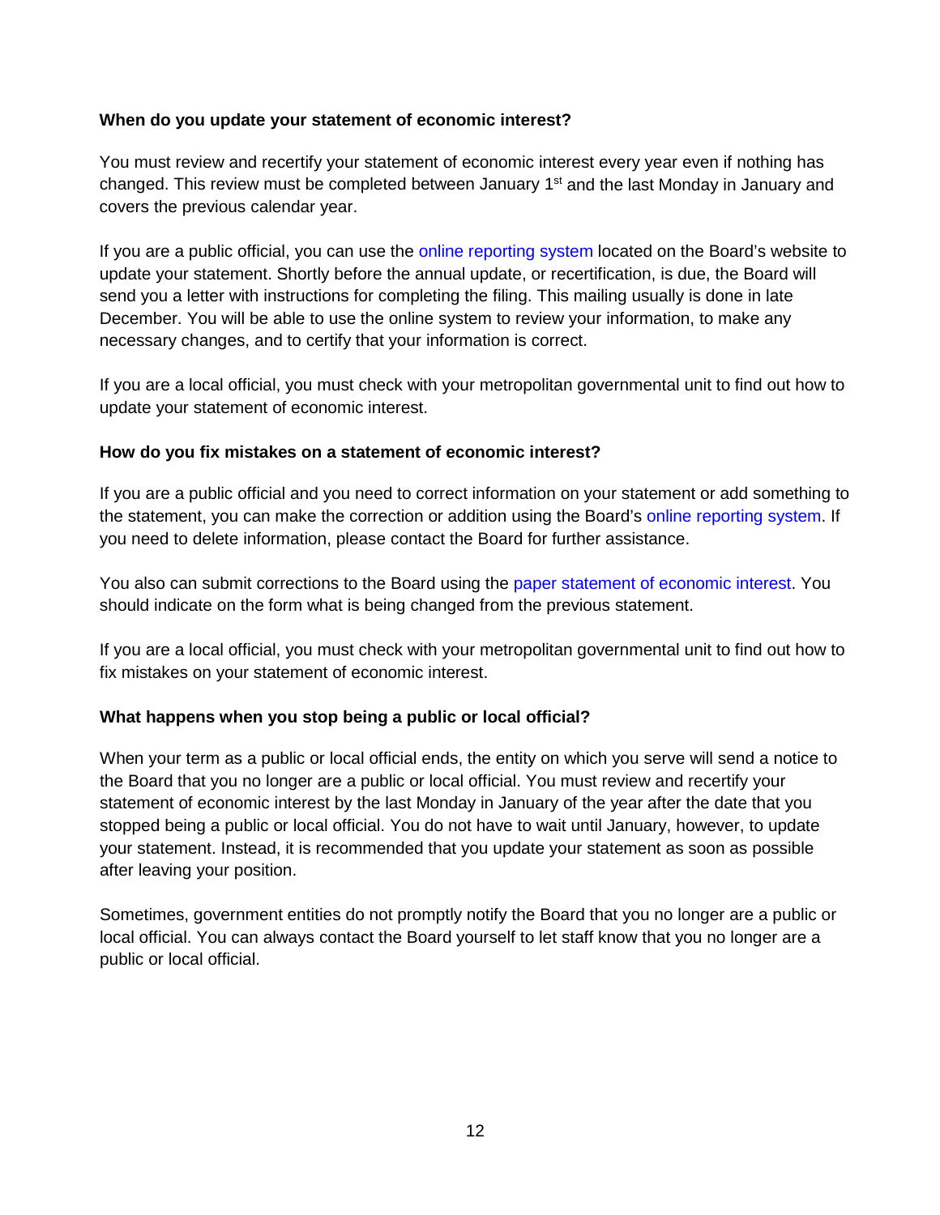**When do you update your statement of economic interest?**

You must review and recertify your statement of economic interest every year even if nothing has changed. This review must be completed between January 1st and the last Monday in January and covers the previous calendar year.

If you are a public official, you can use the online reporting system located on the Board's website to update your statement. Shortly before the annual update, or recertification, is due, the Board will send you a letter with instructions for completing the filing. This mailing usually is done in late December. You will be able to use the online system to review your information, to make any necessary changes, and to certify that your information is correct.

If you are a local official, you must check with your metropolitan governmental unit to find out how to update your statement of economic interest.

**How do you fix mistakes on a statement of economic interest?**

If you are a public official and you need to correct information on your statement or add something to the statement, you can make the correction or addition using the Board's online reporting system. If you need to delete information, please contact the Board for further assistance.

You also can submit corrections to the Board using the paper statement of economic interest. You should indicate on the form what is being changed from the previous statement.

If you are a local official, you must check with your metropolitan governmental unit to find out how to fix mistakes on your statement of economic interest.

**What happens when you stop being a public or local official?**

When your term as a public or local official ends, the entity on which you serve will send a notice to the Board that you no longer are a public or local official. You must review and recertify your statement of economic interest by the last Monday in January of the year after the date that you stopped being a public or local official. You do not have to wait until January, however, to update your statement. Instead, it is recommended that you update your statement as soon as possible after leaving your position.

Sometimes, government entities do not promptly notify the Board that you no longer are a public or local official. You can always contact the Board yourself to let staff know that you no longer are a public or local official.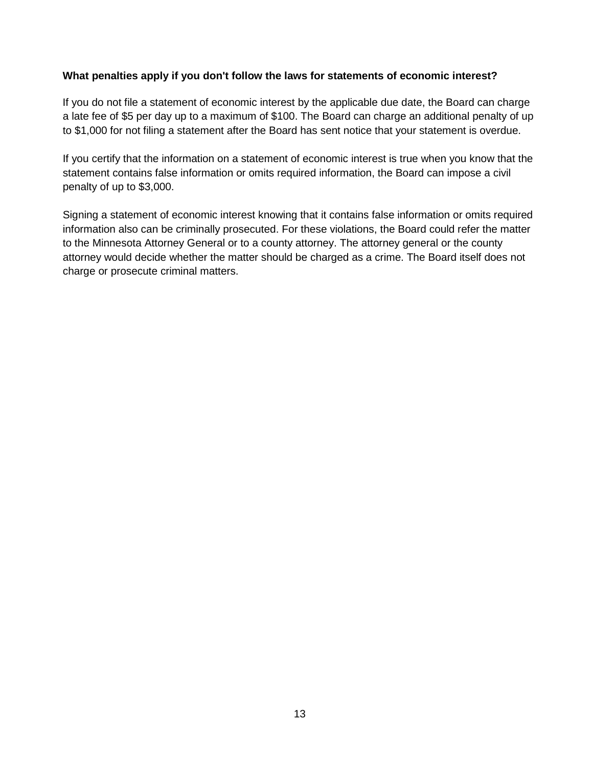**What penalties apply if you don't follow the laws for statements of economic interest?**

If you do not file a statement of economic interest by the applicable due date, the Board can charge a late fee of $5 per day up to a maximum of $100. The Board can charge an additional penalty of up to $1,000 for not filing a statement after the Board has sent notice that your statement is overdue.

If you certify that the information on a statement of economic interest is true when you know that the statement contains false information or omits required information, the Board can impose a civil penalty of up to $3,000.

Signing a statement of economic interest knowing that it contains false information or omits required information also can be criminally prosecuted. For these violations, the Board could refer the matter to the Minnesota Attorney General or to a county attorney. The attorney general or the county attorney would decide whether the matter should be charged as a crime. The Board itself does not charge or prosecute criminal matters.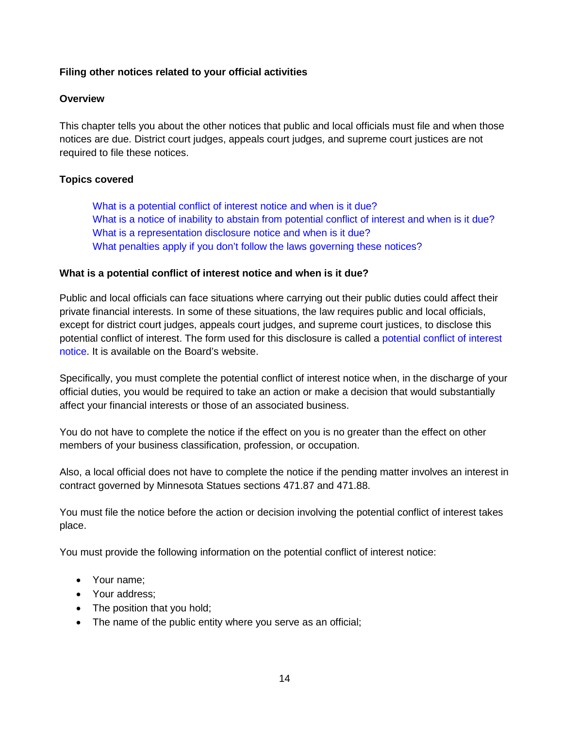## Filing other notices related to your official activities

### Overview

This chapter tells you about the other notices that public and local officials must file and when those notices are due. District court judges, appeals court judges, and supreme court justices are not required to file these notices.

### Topics covered

- What is a potential conflict of interest notice and when is it due?
- What is a notice of inability to abstain from potential conflict of interest and when is it due?
- What is a representation disclosure notice and when is it due?
- What penalties apply if you don't follow the laws governing these notices?

### What is a potential conflict of interest notice and when is it due?

Public and local officials can face situations where carrying out their public duties could affect their private financial interests. In some of these situations, the law requires public and local officials, except for district court judges, appeals court judges, and supreme court justices, to disclose this potential conflict of interest. The form used for this disclosure is called a potential conflict of interest notice. It is available on the Board's website.

Specifically, you must complete the potential conflict of interest notice when, in the discharge of your official duties, you would be required to take an action or make a decision that would substantially affect your financial interests or those of an associated business.

You do not have to complete the notice if the effect on you is no greater than the effect on other members of your business classification, profession, or occupation.

Also, a local official does not have to complete the notice if the pending matter involves an interest in contract governed by Minnesota Statues sections 471.87 and 471.88.

You must file the notice before the action or decision involving the potential conflict of interest takes place.

You must provide the following information on the potential conflict of interest notice:

- Your name;
- Your address;
- The position that you hold;
- The name of the public entity where you serve as an official;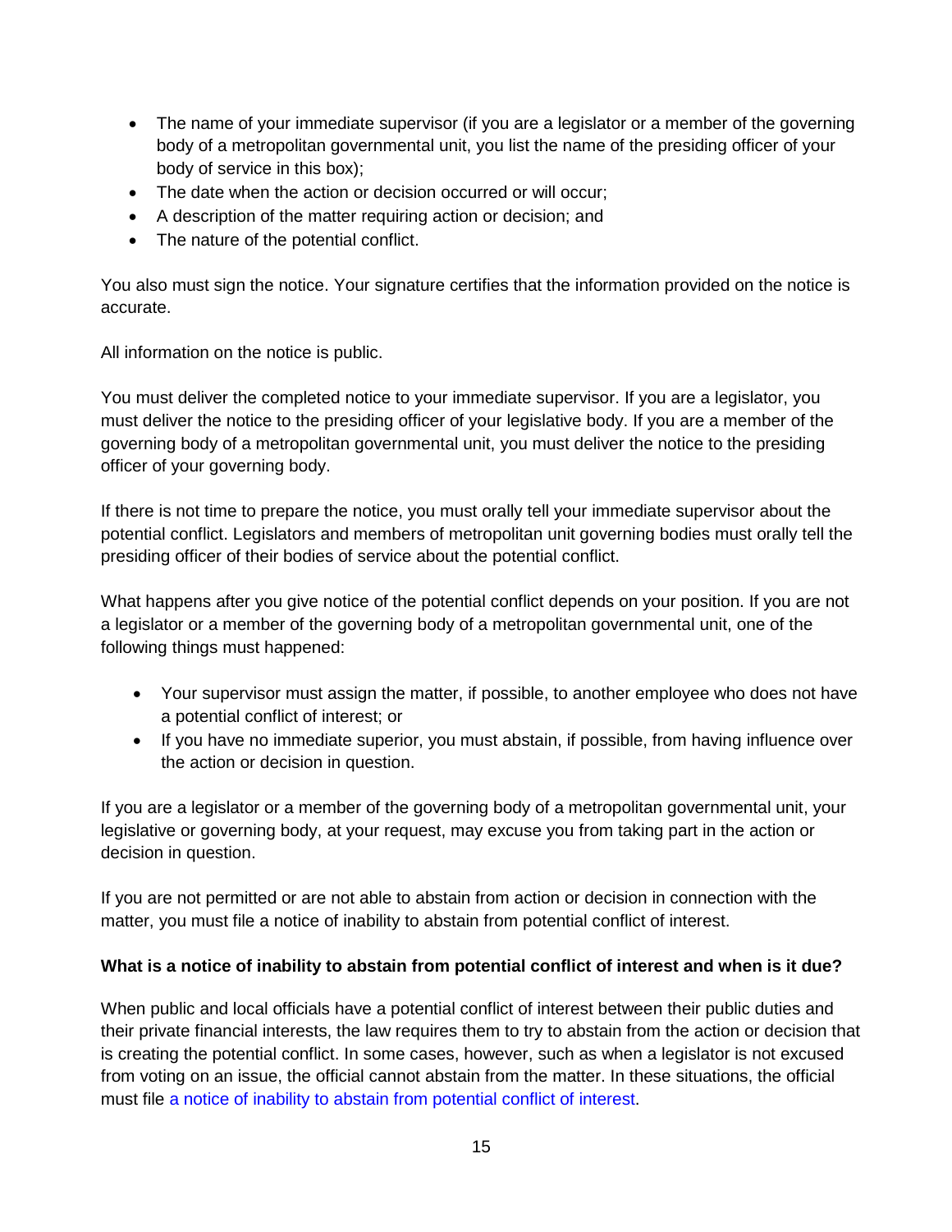- The name of your immediate supervisor (if you are a legislator or a member of the governing body of a metropolitan governmental unit, you list the name of the presiding officer of your body of service in this box);
- The date when the action or decision occurred or will occur;
- A description of the matter requiring action or decision; and
- The nature of the potential conflict.

You also must sign the notice. Your signature certifies that the information provided on the notice is accurate.

All information on the notice is public.

You must deliver the completed notice to your immediate supervisor. If you are a legislator, you must deliver the notice to the presiding officer of your legislative body. If you are a member of the governing body of a metropolitan governmental unit, you must deliver the notice to the presiding officer of your governing body.

If there is not time to prepare the notice, you must orally tell your immediate supervisor about the potential conflict. Legislators and members of metropolitan unit governing bodies must orally tell the presiding officer of their bodies of service about the potential conflict.

What happens after you give notice of the potential conflict depends on your position. If you are not a legislator or a member of the governing body of a metropolitan governmental unit, one of the following things must happened:

- Your supervisor must assign the matter, if possible, to another employee who does not have a potential conflict of interest; or
- If you have no immediate superior, you must abstain, if possible, from having influence over the action or decision in question.

If you are a legislator or a member of the governing body of a metropolitan governmental unit, your legislative or governing body, at your request, may excuse you from taking part in the action or decision in question.

If you are not permitted or are not able to abstain from action or decision in connection with the matter, you must file a notice of inability to abstain from potential conflict of interest.

**What is a notice of inability to abstain from potential conflict of interest and when is it due?**

When public and local officials have a potential conflict of interest between their public duties and their private financial interests, the law requires them to try to abstain from the action or decision that is creating the potential conflict. In some cases, however, such as when a legislator is not excused from voting on an issue, the official cannot abstain from the matter. In these situations, the official must file a notice of inability to abstain from potential conflict of interest.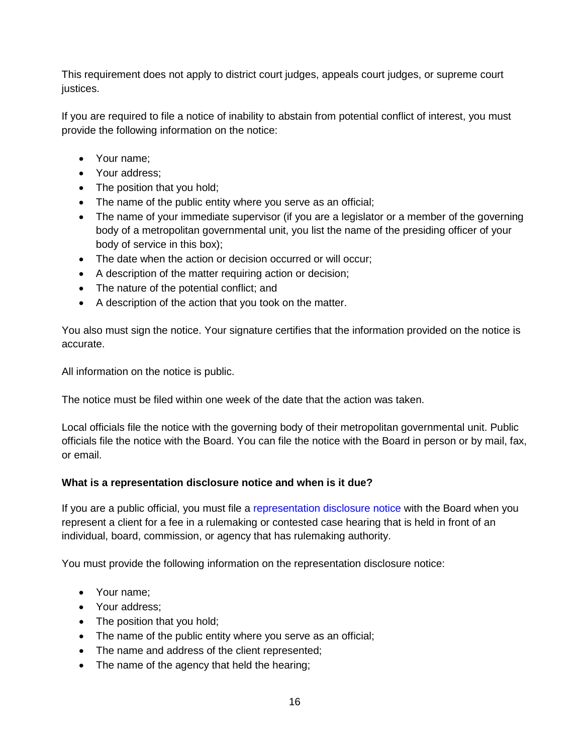This requirement does not apply to district court judges, appeals court judges, or supreme court justices.

If you are required to file a notice of inability to abstain from potential conflict of interest, you must provide the following information on the notice:

- Your name;
- Your address;
- The position that you hold;
- The name of the public entity where you serve as an official;
- The name of your immediate supervisor (if you are a legislator or a member of the governing body of a metropolitan governmental unit, you list the name of the presiding officer of your body of service in this box);
- The date when the action or decision occurred or will occur;
- A description of the matter requiring action or decision;
- The nature of the potential conflict; and
- A description of the action that you took on the matter.

You also must sign the notice. Your signature certifies that the information provided on the notice is accurate.

All information on the notice is public.

The notice must be filed within one week of the date that the action was taken.

Local officials file the notice with the governing body of their metropolitan governmental unit. Public officials file the notice with the Board. You can file the notice with the Board in person or by mail, fax, or email.

**What is a representation disclosure notice and when is it due?**

If you are a public official, you must file a representation disclosure notice with the Board when you represent a client for a fee in a rulemaking or contested case hearing that is held in front of an individual, board, commission, or agency that has rulemaking authority.

You must provide the following information on the representation disclosure notice:

- Your name;
- Your address;
- The position that you hold;
- The name of the public entity where you serve as an official;
- The name and address of the client represented;
- The name of the agency that held the hearing;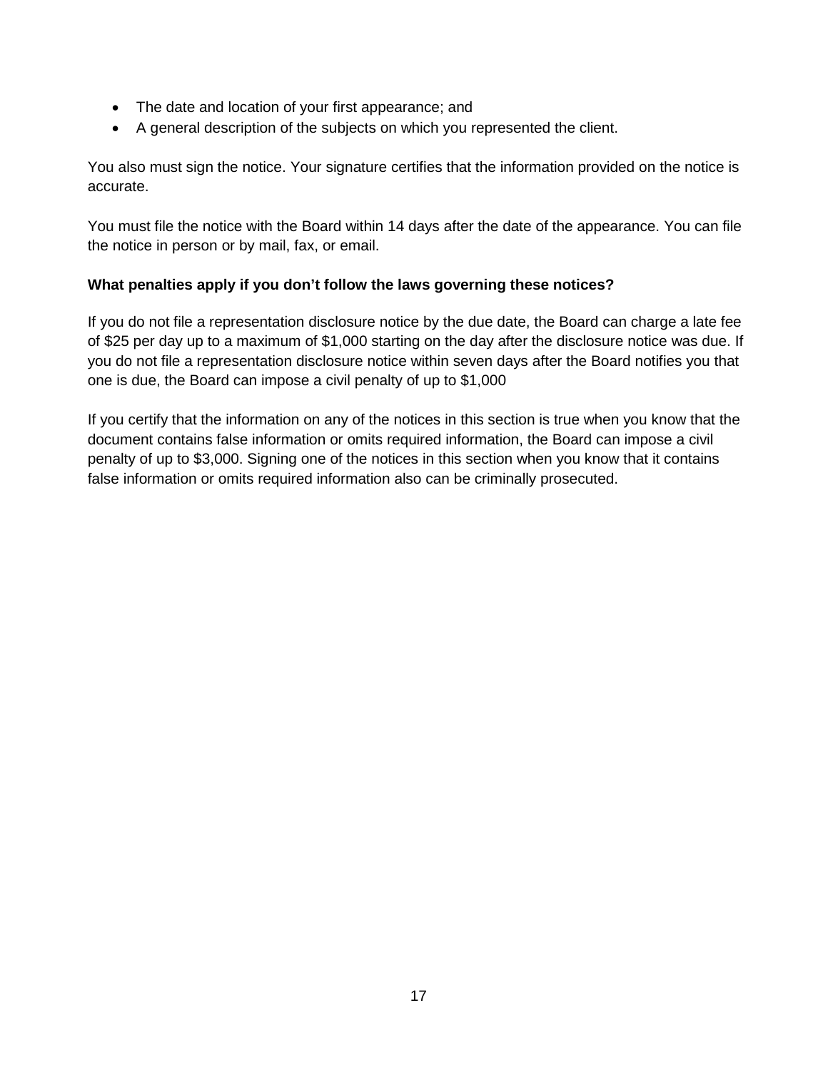- The date and location of your first appearance; and
- A general description of the subjects on which you represented the client.

You also must sign the notice. Your signature certifies that the information provided on the notice is accurate.

You must file the notice with the Board within 14 days after the date of the appearance. You can file the notice in person or by mail, fax, or email.

**What penalties apply if you don't follow the laws governing these notices?**

If you do not file a representation disclosure notice by the due date, the Board can charge a late fee of $25 per day up to a maximum of $1,000 starting on the day after the disclosure notice was due. If you do not file a representation disclosure notice within seven days after the Board notifies you that one is due, the Board can impose a civil penalty of up to $1,000

If you certify that the information on any of the notices in this section is true when you know that the document contains false information or omits required information, the Board can impose a civil penalty of up to $3,000. Signing one of the notices in this section when you know that it contains false information or omits required information also can be criminally prosecuted.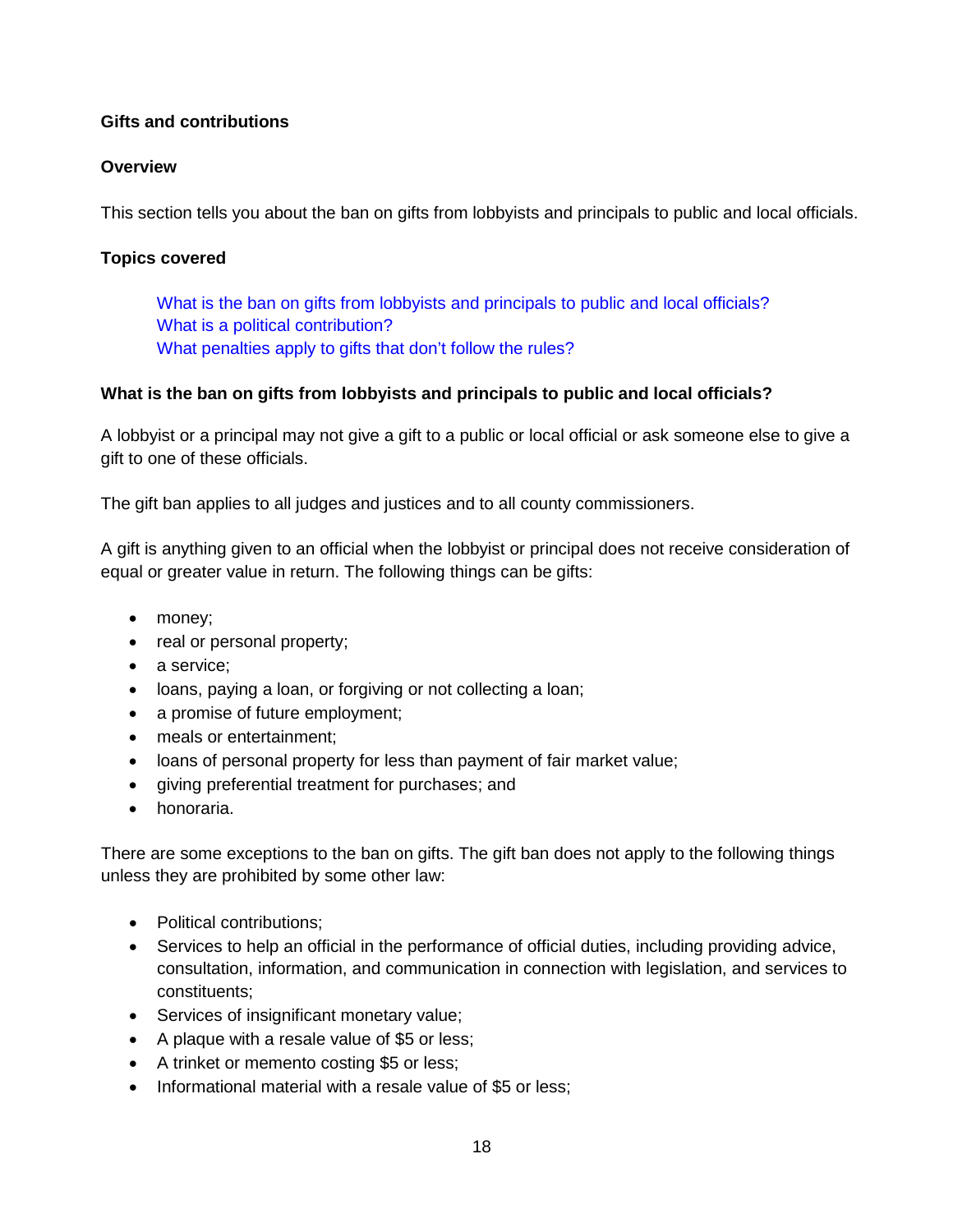**Gifts and contributions**

**Overview**

This section tells you about the ban on gifts from lobbyists and principals to public and local officials.

**Topics covered**

- What is the ban on gifts from lobbyists and principals to public and local officials?
- What is a political contribution?
- What penalties apply to gifts that don't follow the rules?

**What is the ban on gifts from lobbyists and principals to public and local officials?**

A lobbyist or a principal may not give a gift to a public or local official or ask someone else to give a gift to one of these officials.

The gift ban applies to all judges and justices and to all county commissioners.

A gift is anything given to an official when the lobbyist or principal does not receive consideration of equal or greater value in return. The following things can be gifts:

- money;
- real or personal property;
- a service;
- loans, paying a loan, or forgiving or not collecting a loan;
- a promise of future employment;
- meals or entertainment;
- loans of personal property for less than payment of fair market value;
- giving preferential treatment for purchases; and
- honoraria.

There are some exceptions to the ban on gifts. The gift ban does not apply to the following things unless they are prohibited by some other law:

- Political contributions;
- Services to help an official in the performance of official duties, including providing advice, consultation, information, and communication in connection with legislation, and services to constituents;
- Services of insignificant monetary value;
- A plaque with a resale value of $5 or less;
- A trinket or memento costing $5 or less;
- Informational material with a resale value of $5 or less;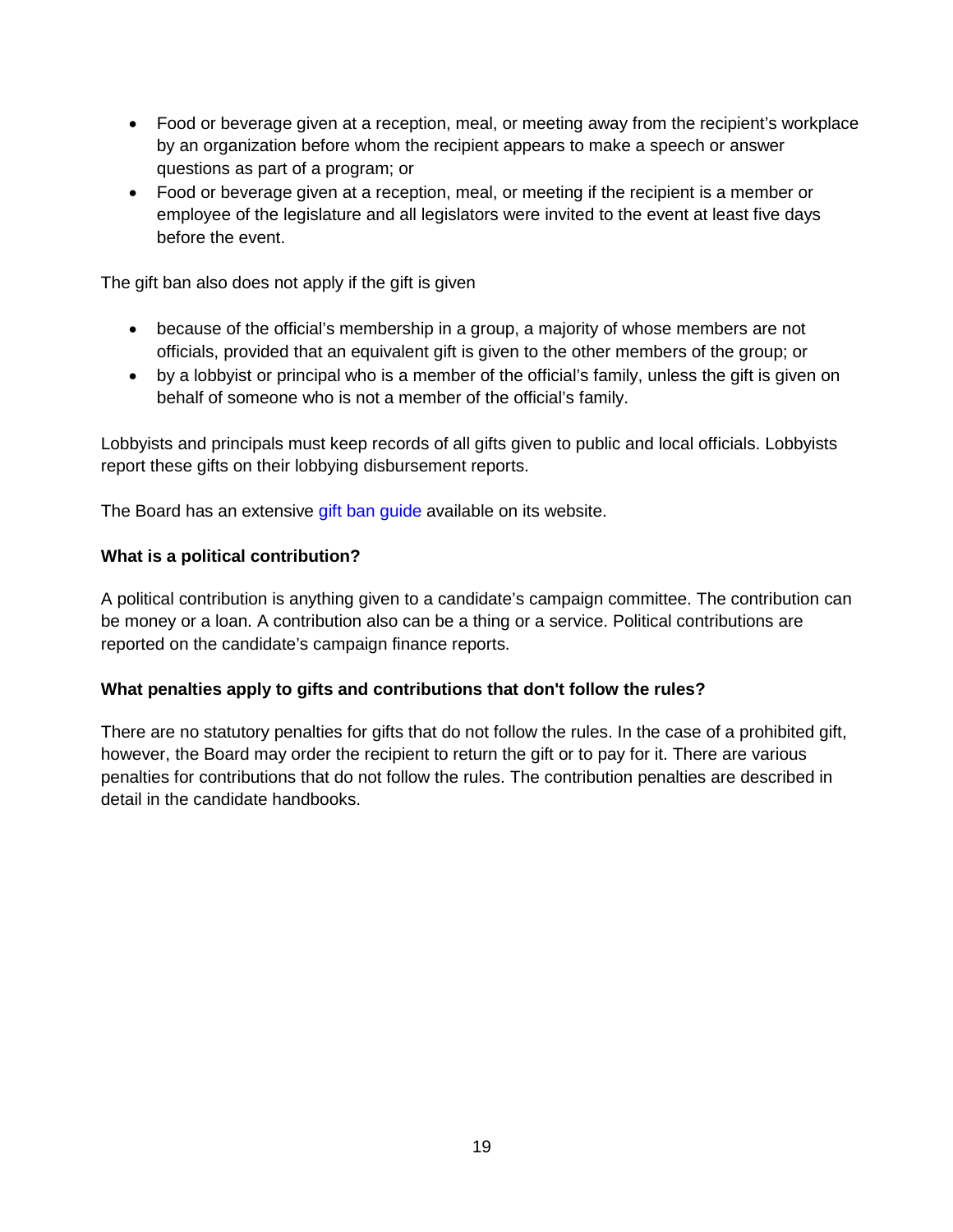- Food or beverage given at a reception, meal, or meeting away from the recipient's workplace by an organization before whom the recipient appears to make a speech or answer questions as part of a program; or
- Food or beverage given at a reception, meal, or meeting if the recipient is a member or employee of the legislature and all legislators were invited to the event at least five days before the event.

The gift ban also does not apply if the gift is given

- because of the official's membership in a group, a majority of whose members are not officials, provided that an equivalent gift is given to the other members of the group; or
- by a lobbyist or principal who is a member of the official's family, unless the gift is given on behalf of someone who is not a member of the official's family.

Lobbyists and principals must keep records of all gifts given to public and local officials. Lobbyists report these gifts on their lobbying disbursement reports.

The Board has an extensive gift ban guide available on its website.

**What is a political contribution?**

A political contribution is anything given to a candidate's campaign committee. The contribution can be money or a loan. A contribution also can be a thing or a service. Political contributions are reported on the candidate's campaign finance reports.

**What penalties apply to gifts and contributions that don't follow the rules?**

There are no statutory penalties for gifts that do not follow the rules. In the case of a prohibited gift, however, the Board may order the recipient to return the gift or to pay for it. There are various penalties for contributions that do not follow the rules. The contribution penalties are described in detail in the candidate handbooks.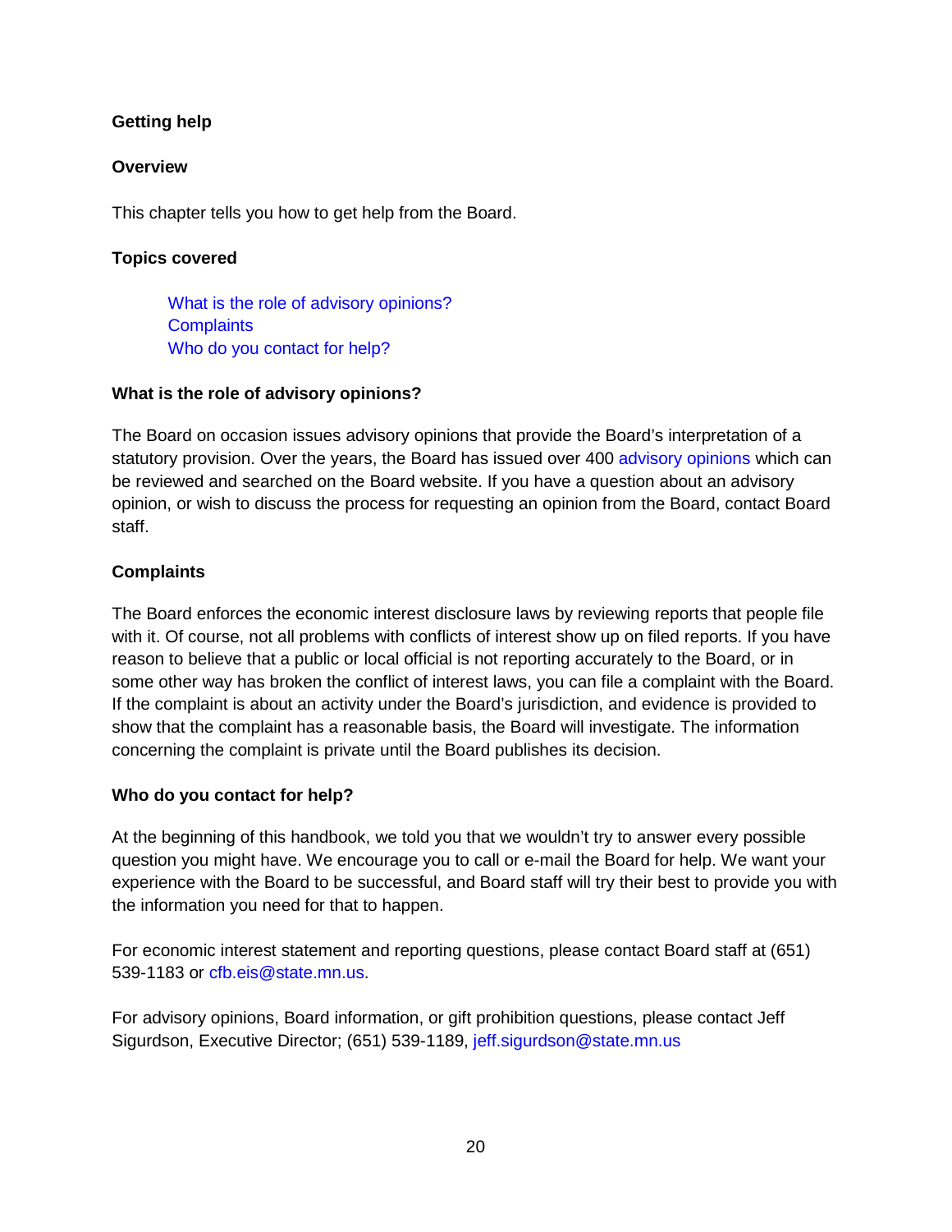## Getting help

### Overview

This chapter tells you how to get help from the Board.

### Topics covered

- What is the role of advisory opinions?
- Complaints
- Who do you contact for help?

### What is the role of advisory opinions?

The Board on occasion issues advisory opinions that provide the Board's interpretation of a statutory provision. Over the years, the Board has issued over 400 advisory opinions which can be reviewed and searched on the Board website. If you have a question about an advisory opinion, or wish to discuss the process for requesting an opinion from the Board, contact Board staff.

### Complaints

The Board enforces the economic interest disclosure laws by reviewing reports that people file with it. Of course, not all problems with conflicts of interest show up on filed reports. If you have reason to believe that a public or local official is not reporting accurately to the Board, or in some other way has broken the conflict of interest laws, you can file a complaint with the Board. If the complaint is about an activity under the Board's jurisdiction, and evidence is provided to show that the complaint has a reasonable basis, the Board will investigate. The information concerning the complaint is private until the Board publishes its decision.

### Who do you contact for help?

At the beginning of this handbook, we told you that we wouldn't try to answer every possible question you might have. We encourage you to call or e-mail the Board for help. We want your experience with the Board to be successful, and Board staff will try their best to provide you with the information you need for that to happen.

For economic interest statement and reporting questions, please contact Board staff at (651) 539-1183 or cfb.eis@state.mn.us.

For advisory opinions, Board information, or gift prohibition questions, please contact Jeff Sigurdson, Executive Director; (651) 539-1189, jeff.sigurdson@state.mn.us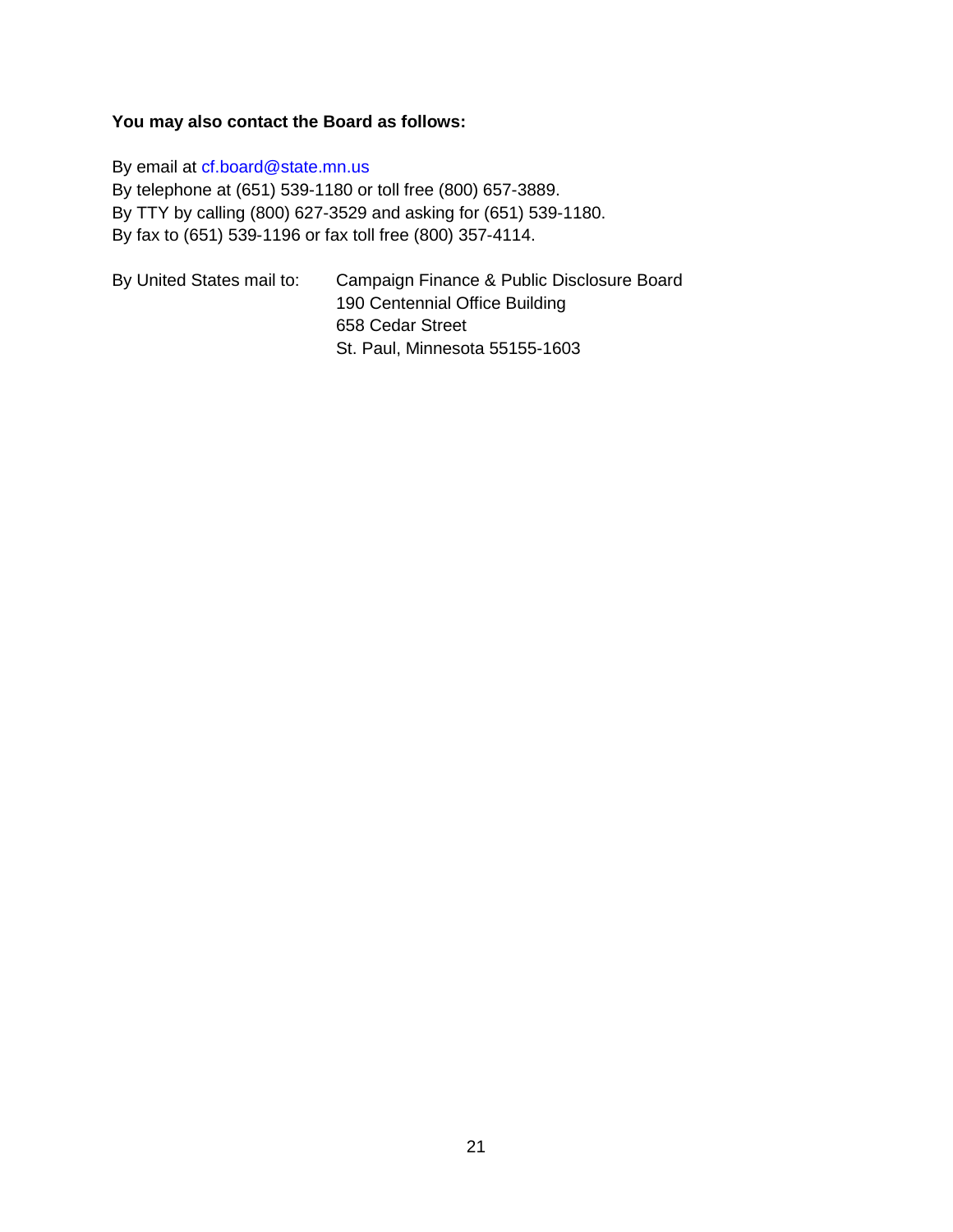**You may also contact the Board as follows:**

By email at cf.board@state.mn.us
By telephone at (651) 539-1180 or toll free (800) 657-3889.
By TTY by calling (800) 627-3529 and asking for (651) 539-1180.
By fax to (651) 539-1196 or fax toll free (800) 357-4114.

By United States mail to: Campaign Finance & Public Disclosure Board
190 Centennial Office Building
658 Cedar Street
St. Paul, Minnesota 55155-1603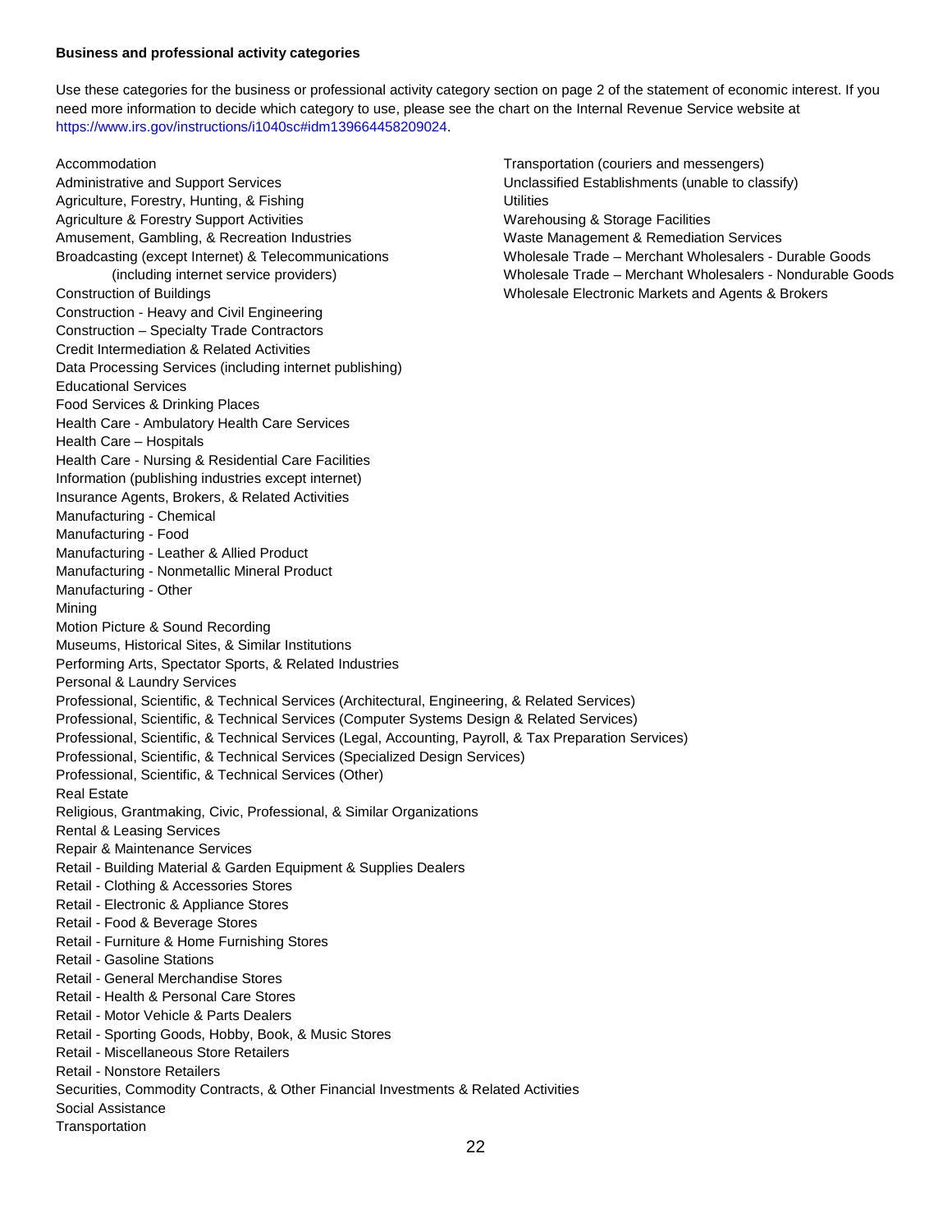**Business and professional activity categories**

Use these categories for the business or professional activity category section on page 2 of the statement of economic interest. If you need more information to decide which category to use, please see the chart on the Internal Revenue Service website at https://www.irs.gov/instructions/i1040sc#idm139664458209024.

Accommodation  
Administrative and Support Services  
Agriculture, Forestry, Hunting, & Fishing  
Agriculture & Forestry Support Activities  
Amusement, Gambling, & Recreation Industries  
Broadcasting (except Internet) & Telecommunications (including internet service providers)  
Construction of Buildings  
Construction - Heavy and Civil Engineering  
Construction – Specialty Trade Contractors  
Credit Intermediation & Related Activities  
Data Processing Services (including internet publishing)  
Educational Services  
Food Services & Drinking Places  
Health Care - Ambulatory Health Care Services  
Health Care – Hospitals  
Health Care - Nursing & Residential Care Facilities  
Information (publishing industries except internet)  
Insurance Agents, Brokers, & Related Activities  
Manufacturing - Chemical  
Manufacturing - Food  
Manufacturing - Leather & Allied Product  
Manufacturing - Nonmetallic Mineral Product  
Manufacturing - Other  
Mining  
Motion Picture & Sound Recording  
Museums, Historical Sites, & Similar Institutions  
Performing Arts, Spectator Sports, & Related Industries  
Personal & Laundry Services  
Professional, Scientific, & Technical Services (Architectural, Engineering, & Related Services)  
Professional, Scientific, & Technical Services (Computer Systems Design & Related Services)  
Professional, Scientific, & Technical Services (Legal, Accounting, Payroll, & Tax Preparation Services)  
Professional, Scientific, & Technical Services (Specialized Design Services)  
Professional, Scientific, & Technical Services (Other)  
Real Estate  
Religious, Grantmaking, Civic, Professional, & Similar Organizations  
Rental & Leasing Services  
Repair & Maintenance Services  
Retail - Building Material & Garden Equipment & Supplies Dealers  
Retail - Clothing & Accessories Stores  
Retail - Electronic & Appliance Stores  
Retail - Food & Beverage Stores  
Retail - Furniture & Home Furnishing Stores  
Retail - Gasoline Stations  
Retail - General Merchandise Stores  
Retail - Health & Personal Care Stores  
Retail - Motor Vehicle & Parts Dealers  
Retail - Sporting Goods, Hobby, Book, & Music Stores  
Retail - Miscellaneous Store Retailers  
Retail - Nonstore Retailers  
Securities, Commodity Contracts, & Other Financial Investments & Related Activities  
Social Assistance  
Transportation  
Transportation (couriers and messengers)  
Unclassified Establishments (unable to classify)  
Utilities  
Warehousing & Storage Facilities  
Waste Management & Remediation Services  
Wholesale Trade – Merchant Wholesalers - Durable Goods  
Wholesale Trade – Merchant Wholesalers - Nondurable Goods  
Wholesale Electronic Markets and Agents & Brokers